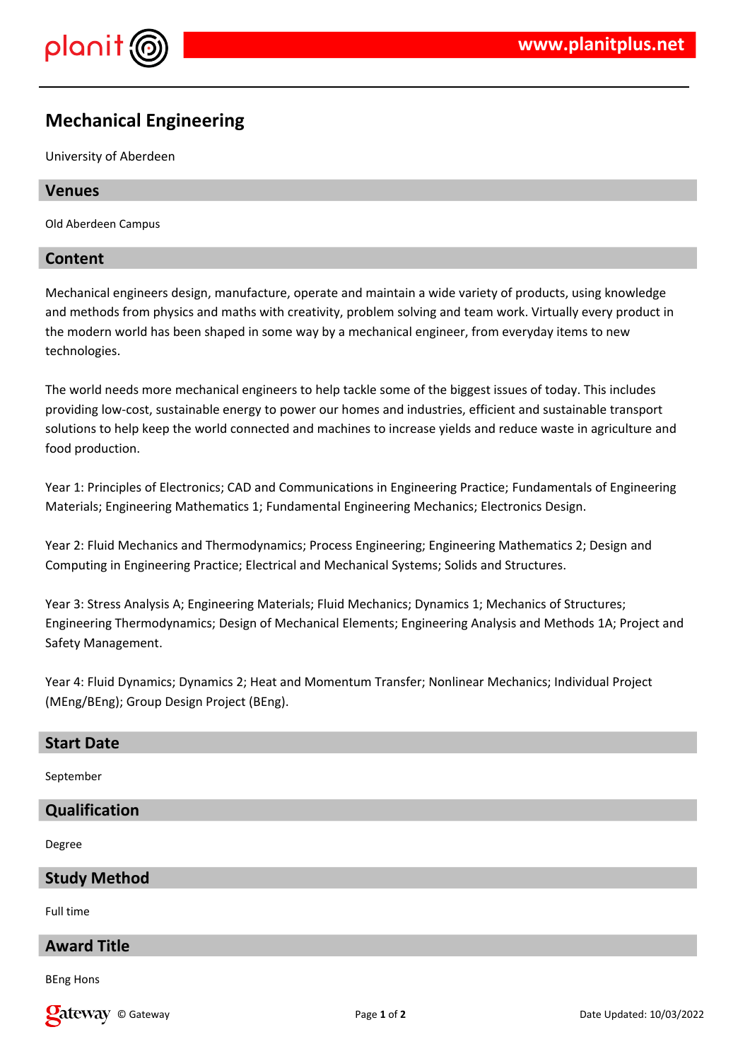# Mechanical Engineering

University of Aberdeen

## Venues

Old Aberdeen Campus

## Content

Mechanical engineers design, manufacture, operate and maintain a wide variety of products, using knowledge and methods from physics and maths with creativity, problem solving and team work. Virtually every product in the modern world has been shaped in some way by a mechanical engineer, from everyday items to new technologies.

The world needs more mechanical engineers to help tackle some of the biggest issues of today. This includes providing low-cost, sustainable energy to power our homes and industries, efficient and sustainable transport solutions to help keep the world connected and machines to increase yields and reduce waste in agriculture and food production.

Year 1: Principles of Electronics; CAD and Communications in Engineering Practice; Fundamentals of Engineering Materials; Engineering Mathematics 1; Fundamental Engineering Mechanics; Electronics Design.

Year 2: Fluid Mechanics and Thermodynamics; Process Engineering; Engineering Mathematics 2; Design and Computing in Engineering Practice; Electrical and Mechanical Systems; Solids and Structures.

Year 3: Stress Analysis A; Engineering Materials; Fluid Mechanics; Dynamics 1; Mechanics of Structures; Engineering Thermodynamics; Design of Mechanical Elements; Engineering Analysis and Methods 1A; Project and Safety Management.

Year 4: Fluid Dynamics; Dynamics 2; Heat and Momentum Transfer; Nonlinear Mechanics; Individual Project (MEng/BEng); Group Design Project (BEng).

## Start Date

September

## Qualification

Degree

## Study Method

Full time

## Award Title

BEng Hons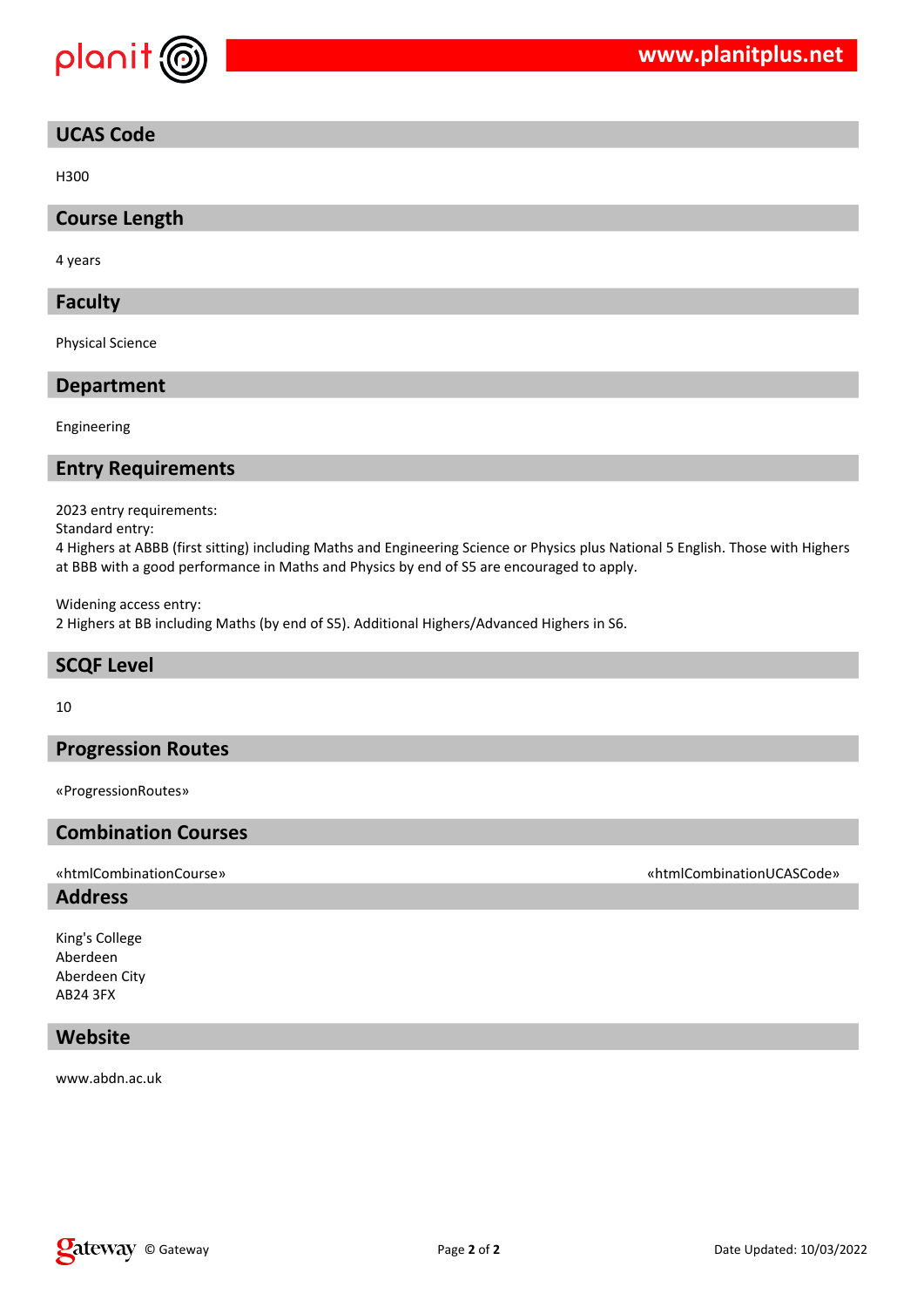## UCAS Code

H300

## Course Length

4 years

## Faculty

Physical Science

## Department

Engineering

## Entry Requirements

2023 entry requirements:
Standard entry:
4 Highers at ABBB (first sitting) including Maths and Engineering Science or Physics plus National 5 English. Those with Highers at BBB with a good performance in Maths and Physics by end of S5 are encouraged to apply.

Widening access entry:
2 Highers at BB including Maths (by end of S5). Additional Highers/Advanced Highers in S6.

## SCQF Level

10

## Progression Routes

«ProgressionRoutes»

## Combination Courses

«htmlCombinationCourse» «htmlCombinationUCASCode»

## Address

King's College
Aberdeen
Aberdeen City
AB24 3FX

## Website

www.abdn.ac.uk